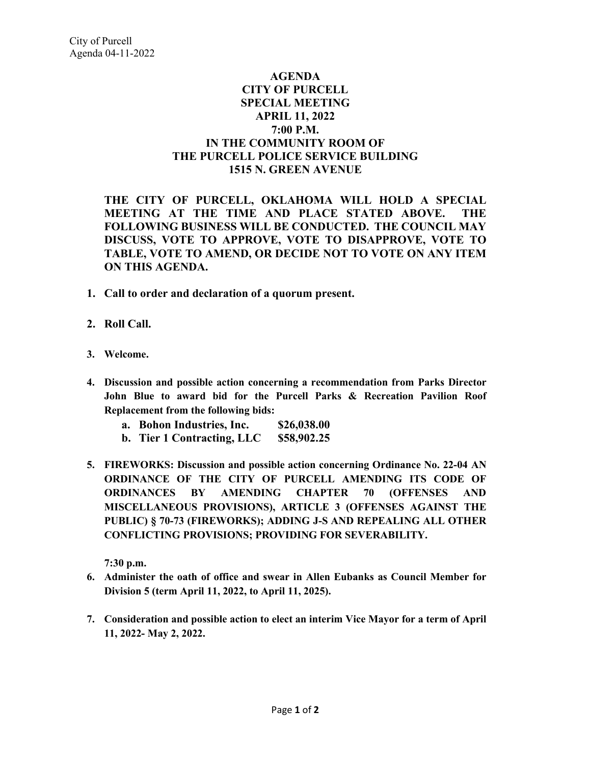# AGENDA
# CITY OF PURCELL
# SPECIAL MEETING
# APRIL 11, 2022
# 7:00 P.M.
# IN THE COMMUNITY ROOM OF
# THE PURCELL POLICE SERVICE BUILDING
# 1515 N. GREEN AVENUE

**THE CITY OF PURCELL, OKLAHOMA WILL HOLD A SPECIAL MEETING AT THE TIME AND PLACE STATED ABOVE. THE FOLLOWING BUSINESS WILL BE CONDUCTED. THE COUNCIL MAY DISCUSS, VOTE TO APPROVE, VOTE TO DISAPPROVE, VOTE TO TABLE, VOTE TO AMEND, OR DECIDE NOT TO VOTE ON ANY ITEM ON THIS AGENDA.**

1. **Call to order and declaration of a quorum present.**

2. **Roll Call.**

3. **Welcome.**

4. **Discussion and possible action concerning a recommendation from Parks Director John Blue to award bid for the Purcell Parks & Recreation Pavilion Roof Replacement from the following bids:**
   a. **Bohon Industries, Inc. $26,038.00**
   b. **Tier 1 Contracting, LLC $58,902.25**

5. **FIREWORKS: Discussion and possible action concerning Ordinance No. 22-04 AN ORDINANCE OF THE CITY OF PURCELL AMENDING ITS CODE OF ORDINANCES BY AMENDING CHAPTER 70 (OFFENSES AND MISCELLANEOUS PROVISIONS), ARTICLE 3 (OFFENSES AGAINST THE PUBLIC) § 70-73 (FIREWORKS); ADDING J-S AND REPEALING ALL OTHER CONFLICTING PROVISIONS; PROVIDING FOR SEVERABILITY.**

**7:30 p.m.**

6. **Administer the oath of office and swear in Allen Eubanks as Council Member for Division 5 (term April 11, 2022, to April 11, 2025).**

7. **Consideration and possible action to elect an interim Vice Mayor for a term of April 11, 2022- May 2, 2022.**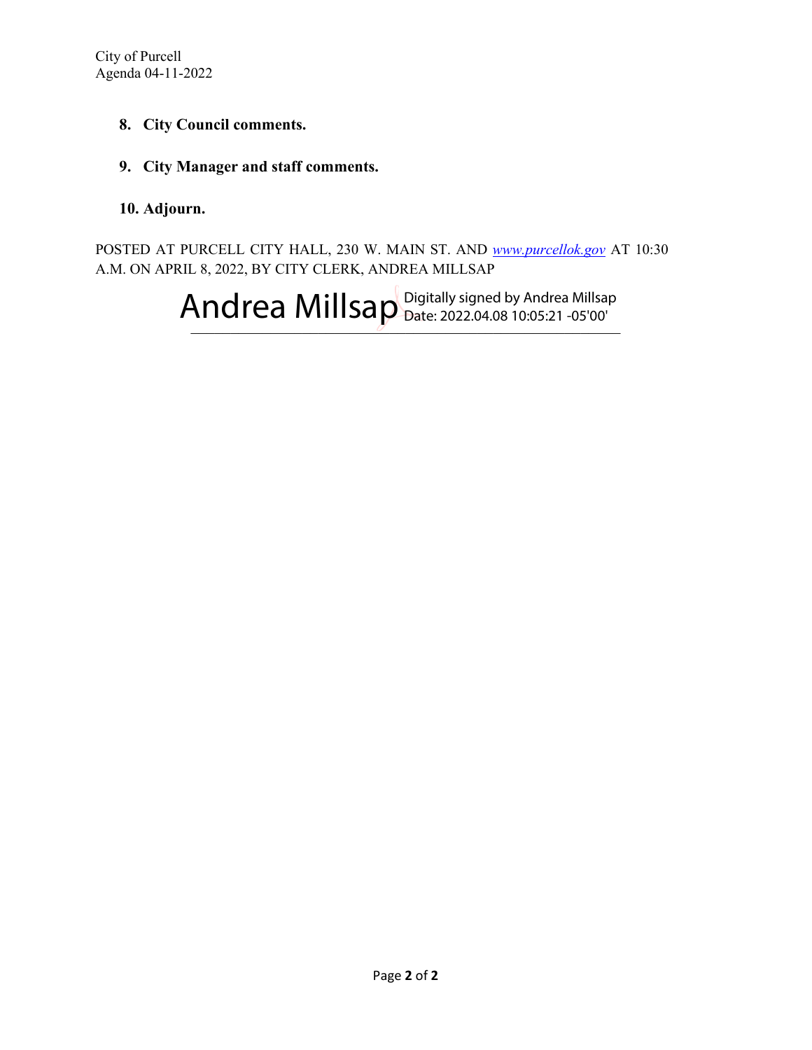8. **City Council comments.**

9. **City Manager and staff comments.**

10. **Adjourn.**

POSTED AT PURCELL CITY HALL, 230 W. MAIN ST. AND [www.purcellok.gov](http://www.purcellok.gov) AT 10:30 A.M. ON APRIL 8, 2022, BY CITY CLERK, ANDREA MILLSAP

Andrea Millsap Digitally signed by Andrea Millsap
Date: 2022.04.08 10:05:21 -05'00'